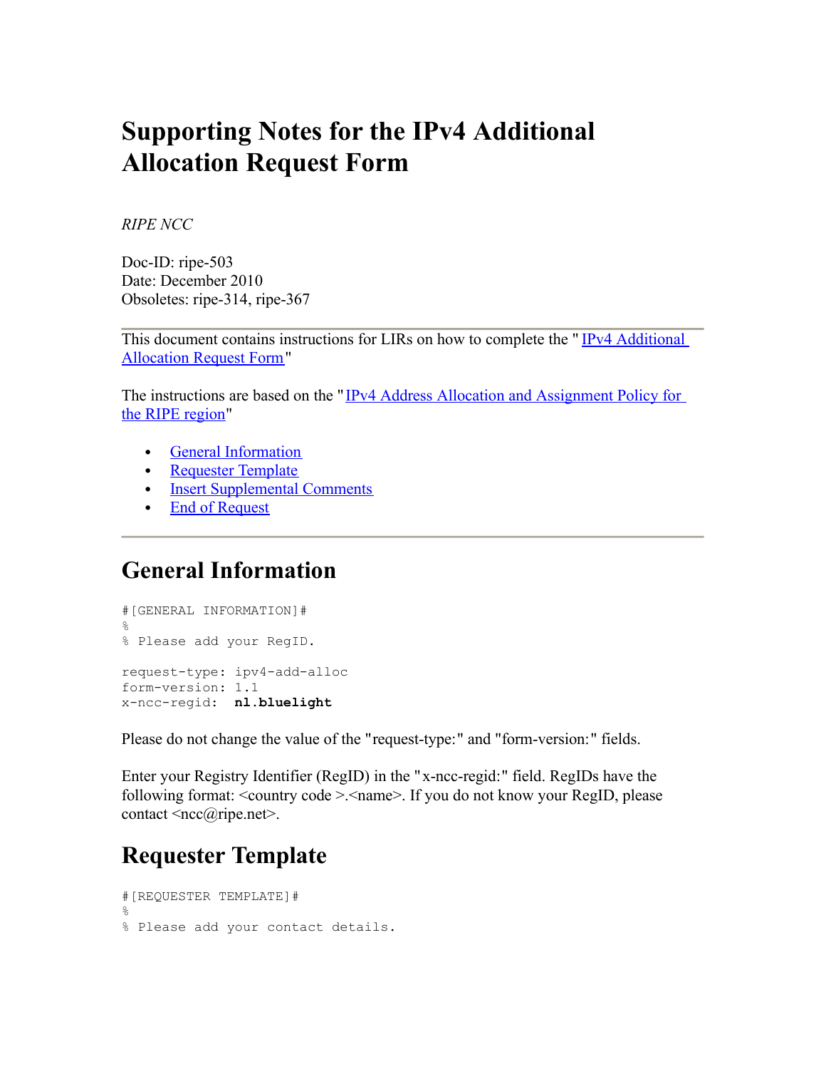# Supporting Notes for the IPv4 Additional Allocation Request Form

*RIPE NCC*

Doc-ID: ripe-503
Date: December 2010
Obsoletes: ripe-314, ripe-367

---

This document contains instructions for LIRs on how to complete the "[IPv4 Additional Allocation Request Form](#)"

The instructions are based on the "[IPv4 Address Allocation and Assignment Policy for the RIPE region](#)"

- [General Information](#general-information)
- [Requester Template](#requester-template)
- [Insert Supplemental Comments](#)
- [End of Request](#)

---

## General Information

```
#[GENERAL INFORMATION]#
%
% Please add your RegID.

request-type: ipv4-add-alloc
form-version: 1.1
x-ncc-regid:  nl.bluelight
```

Please do not change the value of the "request-type:" and "form-version:" fields.

Enter your Registry Identifier (RegID) in the "x-ncc-regid:" field. RegIDs have the following format: <country code >.<name>. If you do not know your RegID, please contact <ncc@ripe.net>.

## Requester Template

```
#[REQUESTER TEMPLATE]#
%
% Please add your contact details.
```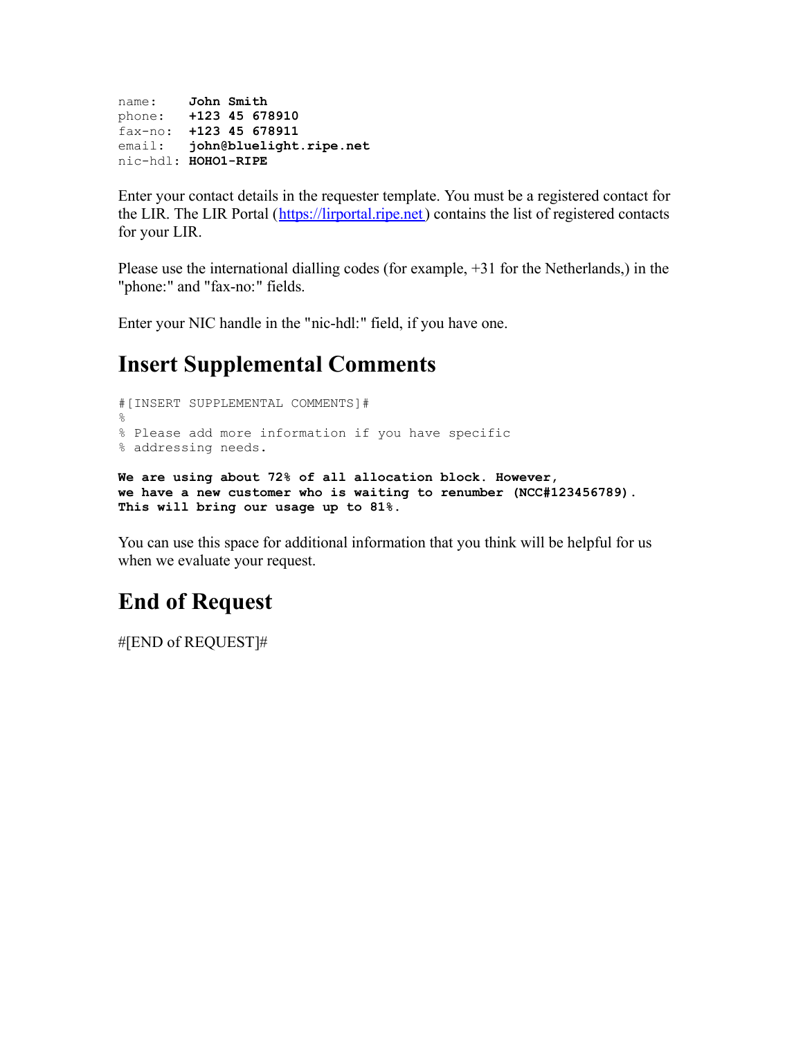```
name:    John Smith
phone:   +123 45 678910
fax-no:  +123 45 678911
email:   john@bluelight.ripe.net
nic-hdl: HOHO1-RIPE
```

Enter your contact details in the requester template. You must be a registered contact for the LIR. The LIR Portal (https://lirportal.ripe.net) contains the list of registered contacts for your LIR.

Please use the international dialling codes (for example, +31 for the Netherlands,) in the "phone:" and "fax-no:" fields.

Enter your NIC handle in the "nic-hdl:" field, if you have one.

# Insert Supplemental Comments

```
#[INSERT SUPPLEMENTAL COMMENTS]#
%
% Please add more information if you have specific
% addressing needs.

We are using about 72% of all allocation block. However,
we have a new customer who is waiting to renumber (NCC#123456789).
This will bring our usage up to 81%.
```

You can use this space for additional information that you think will be helpful for us when we evaluate your request.

# End of Request

#[END of REQUEST]#